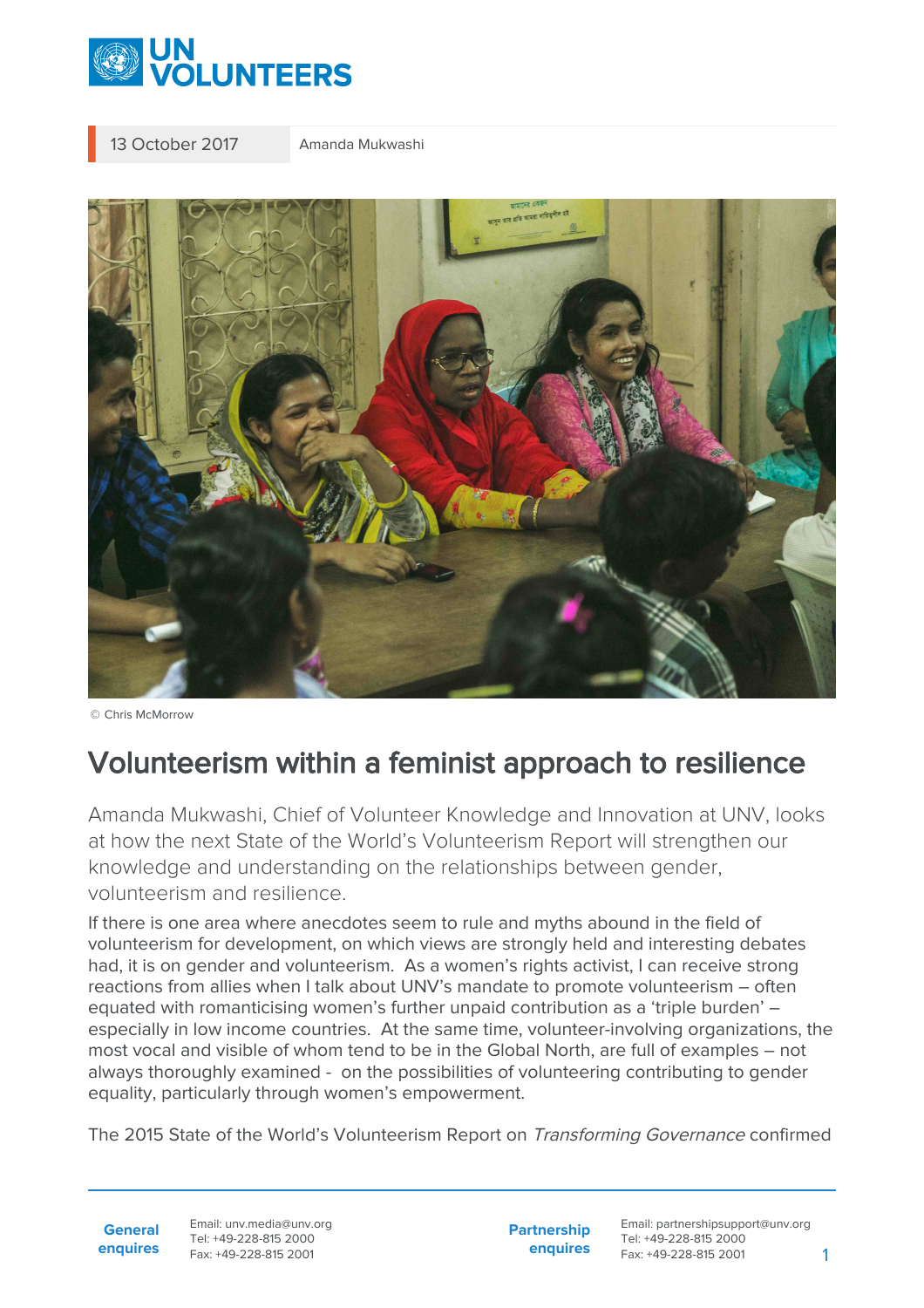13 October 2017 Amanda Mukwashi

© Chris McMorrow

# Volunteerism within a feminist approach to resilience

Amanda Mukwashi, Chief of Volunteer Knowledge and Innovation at UNV, looks at how the next State of the World's Volunteerism Report will strengthen our knowledge and understanding on the relationships between gender, volunteerism and resilience.

If there is one area where anecdotes seem to rule and myths abound in the field of volunteerism for development, on which views are strongly held and interesting debates had, it is on gender and volunteerism. As a women's rights activist, I can receive strong reactions from allies when I talk about UNV's mandate to promote volunteerism – often equated with romanticising women's further unpaid contribution as a 'triple burden' – especially in low income countries. At the same time, volunteer-involving organizations, the most vocal and visible of whom tend to be in the Global North, are full of examples – not always thoroughly examined - on the possibilities of volunteering contributing to gender equality, particularly through women's empowerment.

The 2015 State of the World's Volunteerism Report on *Transforming Governance* confirmed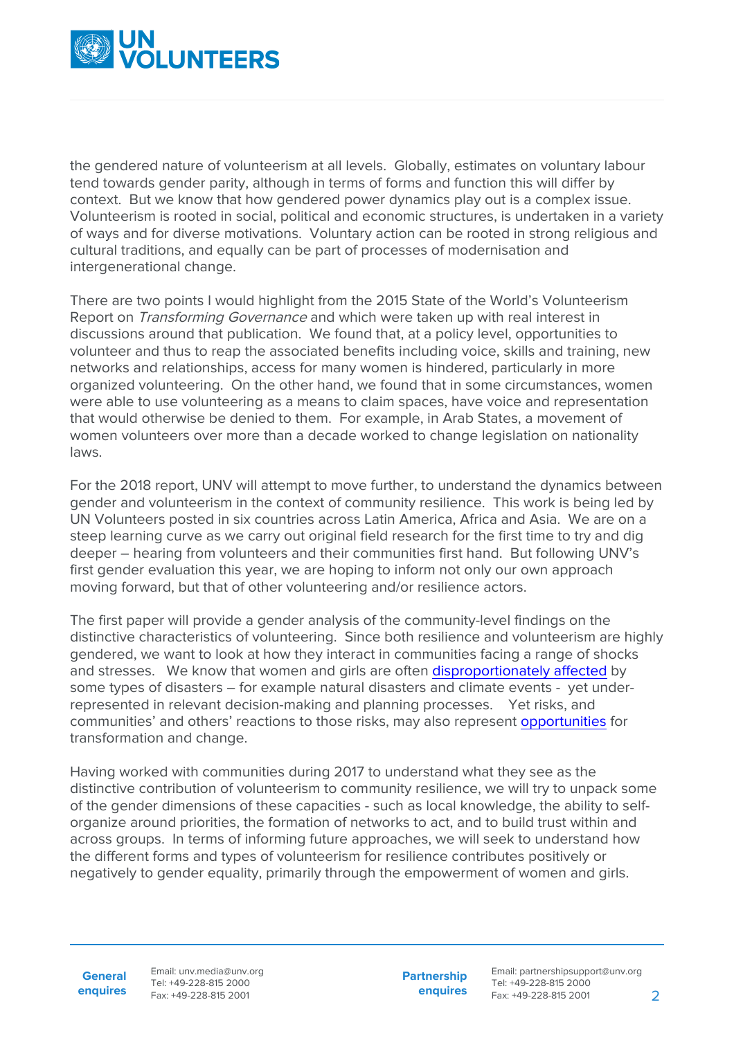the gendered nature of volunteerism at all levels. Globally, estimates on voluntary labour tend towards gender parity, although in terms of forms and function this will differ by context. But we know that how gendered power dynamics play out is a complex issue. Volunteerism is rooted in social, political and economic structures, is undertaken in a variety of ways and for diverse motivations. Voluntary action can be rooted in strong religious and cultural traditions, and equally can be part of processes of modernisation and intergenerational change.

There are two points I would highlight from the 2015 State of the World's Volunteerism Report on *Transforming Governance* and which were taken up with real interest in discussions around that publication. We found that, at a policy level, opportunities to volunteer and thus to reap the associated benefits including voice, skills and training, new networks and relationships, access for many women is hindered, particularly in more organized volunteering. On the other hand, we found that in some circumstances, women were able to use volunteering as a means to claim spaces, have voice and representation that would otherwise be denied to them. For example, in Arab States, a movement of women volunteers over more than a decade worked to change legislation on nationality laws.

For the 2018 report, UNV will attempt to move further, to understand the dynamics between gender and volunteerism in the context of community resilience. This work is being led by UN Volunteers posted in six countries across Latin America, Africa and Asia. We are on a steep learning curve as we carry out original field research for the first time to try and dig deeper – hearing from volunteers and their communities first hand. But following UNV's first gender evaluation this year, we are hoping to inform not only our own approach moving forward, but that of other volunteering and/or resilience actors.

The first paper will provide a gender analysis of the community-level findings on the distinctive characteristics of volunteering. Since both resilience and volunteerism are highly gendered, we want to look at how they interact in communities facing a range of shocks and stresses. We know that women and girls are often disproportionately affected by some types of disasters – for example natural disasters and climate events - yet under-represented in relevant decision-making and planning processes. Yet risks, and communities' and others' reactions to those risks, may also represent opportunities for transformation and change.

Having worked with communities during 2017 to understand what they see as the distinctive contribution of volunteerism to community resilience, we will try to unpack some of the gender dimensions of these capacities - such as local knowledge, the ability to self-organize around priorities, the formation of networks to act, and to build trust within and across groups. In terms of informing future approaches, we will seek to understand how the different forms and types of volunteerism for resilience contributes positively or negatively to gender equality, primarily through the empowerment of women and girls.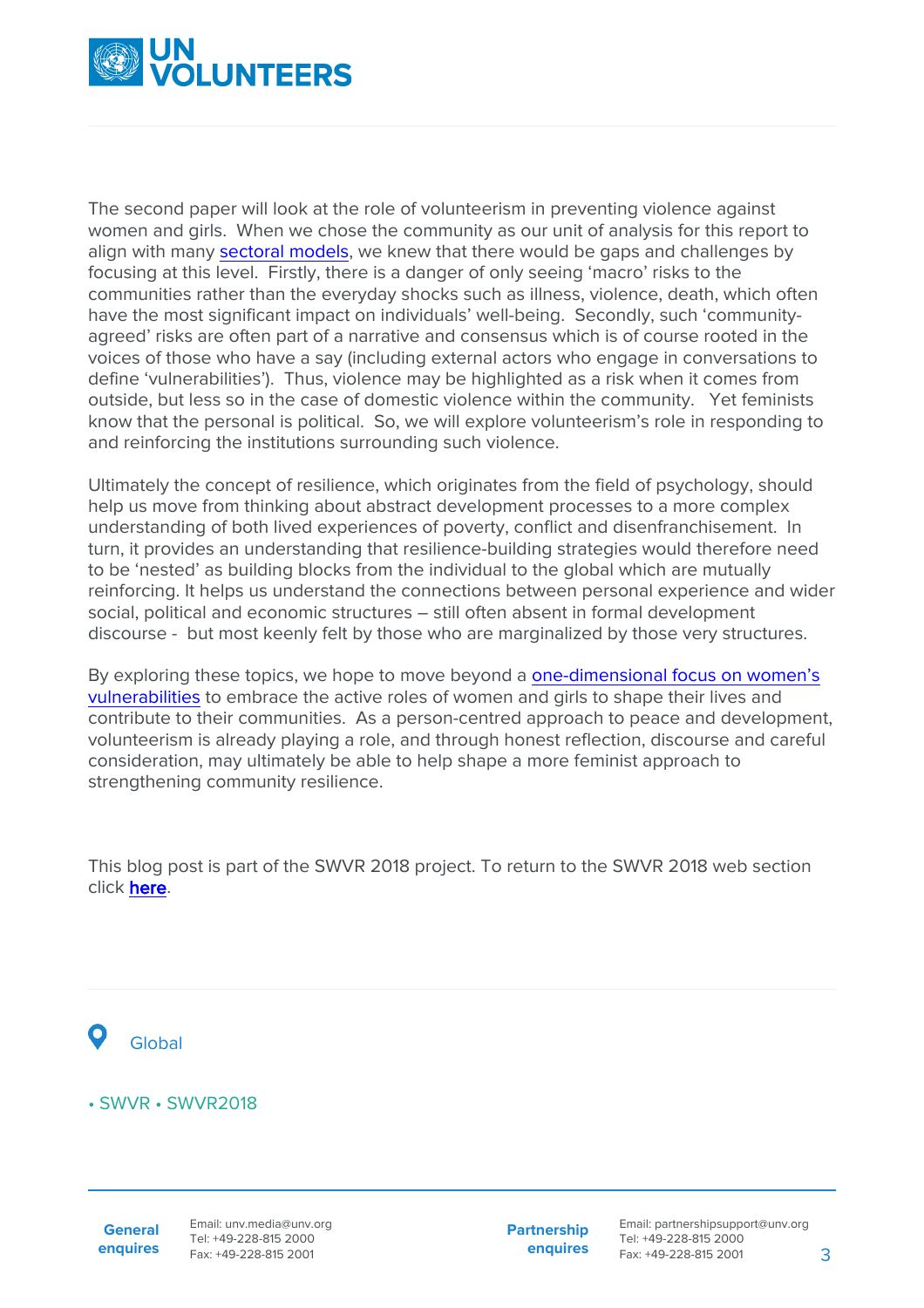The second paper will look at the role of volunteerism in preventing violence against women and girls. When we chose the community as our unit of analysis for this report to align with many sectoral models, we knew that there would be gaps and challenges by focusing at this level. Firstly, there is a danger of only seeing 'macro' risks to the communities rather than the everyday shocks such as illness, violence, death, which often have the most significant impact on individuals' well-being. Secondly, such 'community-agreed' risks are often part of a narrative and consensus which is of course rooted in the voices of those who have a say (including external actors who engage in conversations to define 'vulnerabilities'). Thus, violence may be highlighted as a risk when it comes from outside, but less so in the case of domestic violence within the community. Yet feminists know that the personal is political. So, we will explore volunteerism's role in responding to and reinforcing the institutions surrounding such violence.

Ultimately the concept of resilience, which originates from the field of psychology, should help us move from thinking about abstract development processes to a more complex understanding of both lived experiences of poverty, conflict and disenfranchisement. In turn, it provides an understanding that resilience-building strategies would therefore need to be 'nested' as building blocks from the individual to the global which are mutually reinforcing. It helps us understand the connections between personal experience and wider social, political and economic structures – still often absent in formal development discourse - but most keenly felt by those who are marginalized by those very structures.

By exploring these topics, we hope to move beyond a one-dimensional focus on women's vulnerabilities to embrace the active roles of women and girls to shape their lives and contribute to their communities. As a person-centred approach to peace and development, volunteerism is already playing a role, and through honest reflection, discourse and careful consideration, may ultimately be able to help shape a more feminist approach to strengthening community resilience.

This blog post is part of the SWVR 2018 project. To return to the SWVR 2018 web section click **here**.

Global

• SWVR • SWVR2018

**General enquires** Email: unv.media@unv.org Tel: +49-228-815 2000 Fax: +49-228-815 2001

**Partnership enquires** Email: partnershipsupport@unv.org Tel: +49-228-815 2000 Fax: +49-228-815 2001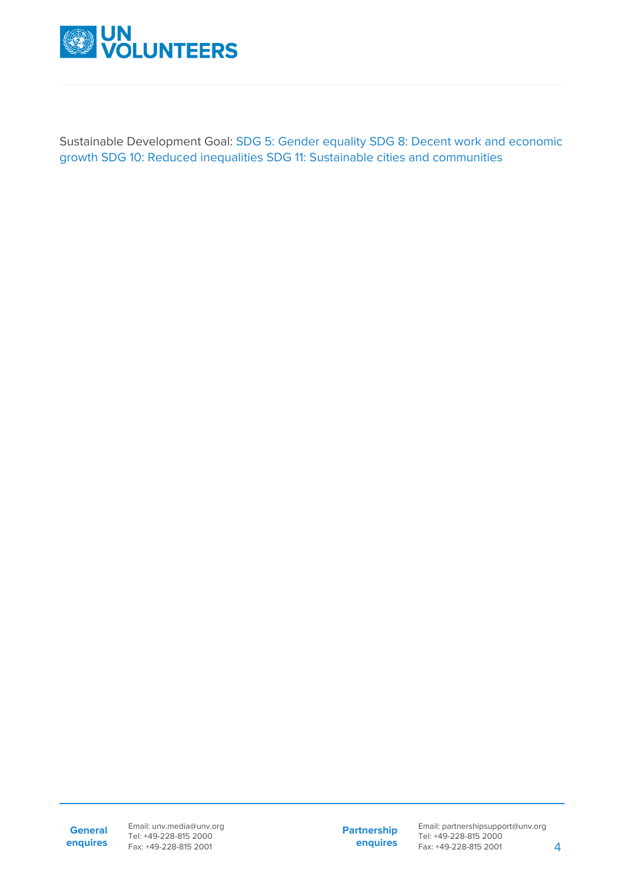Sustainable Development Goal: SDG 5: Gender equality SDG 8: Decent work and economic growth SDG 10: Reduced inequalities SDG 11: Sustainable cities and communities